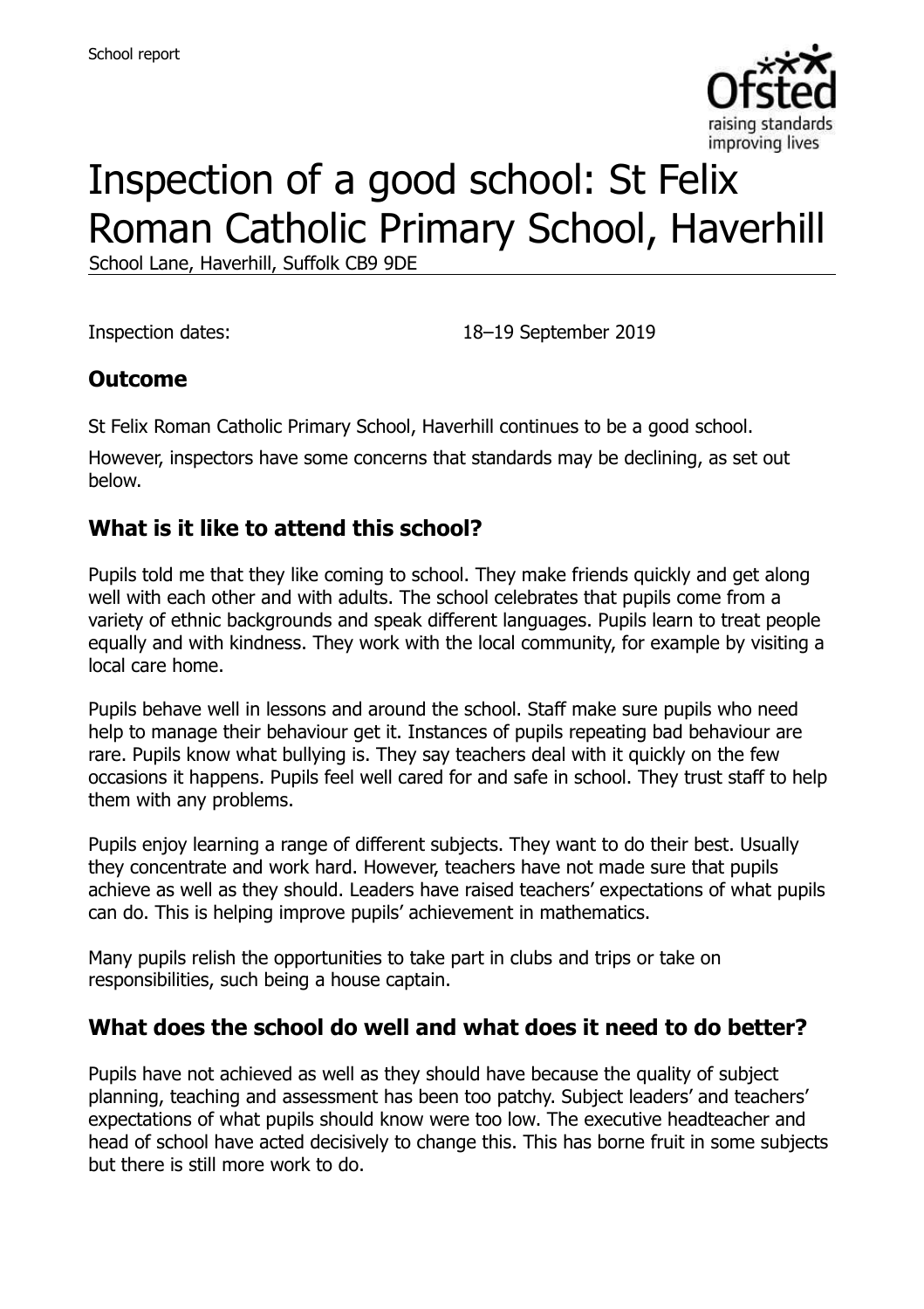School report

# Inspection of a good school: St Felix Roman Catholic Primary School, Haverhill

School Lane, Haverhill, Suffolk CB9 9DE

Inspection dates: 18–19 September 2019

## Outcome

St Felix Roman Catholic Primary School, Haverhill continues to be a good school.

However, inspectors have some concerns that standards may be declining, as set out below.

## What is it like to attend this school?

Pupils told me that they like coming to school. They make friends quickly and get along well with each other and with adults. The school celebrates that pupils come from a variety of ethnic backgrounds and speak different languages. Pupils learn to treat people equally and with kindness. They work with the local community, for example by visiting a local care home.

Pupils behave well in lessons and around the school. Staff make sure pupils who need help to manage their behaviour get it. Instances of pupils repeating bad behaviour are rare. Pupils know what bullying is. They say teachers deal with it quickly on the few occasions it happens. Pupils feel well cared for and safe in school. They trust staff to help them with any problems.

Pupils enjoy learning a range of different subjects. They want to do their best. Usually they concentrate and work hard. However, teachers have not made sure that pupils achieve as well as they should. Leaders have raised teachers' expectations of what pupils can do. This is helping improve pupils' achievement in mathematics.

Many pupils relish the opportunities to take part in clubs and trips or take on responsibilities, such being a house captain.

## What does the school do well and what does it need to do better?

Pupils have not achieved as well as they should have because the quality of subject planning, teaching and assessment has been too patchy. Subject leaders' and teachers' expectations of what pupils should know were too low. The executive headteacher and head of school have acted decisively to change this. This has borne fruit in some subjects but there is still more work to do.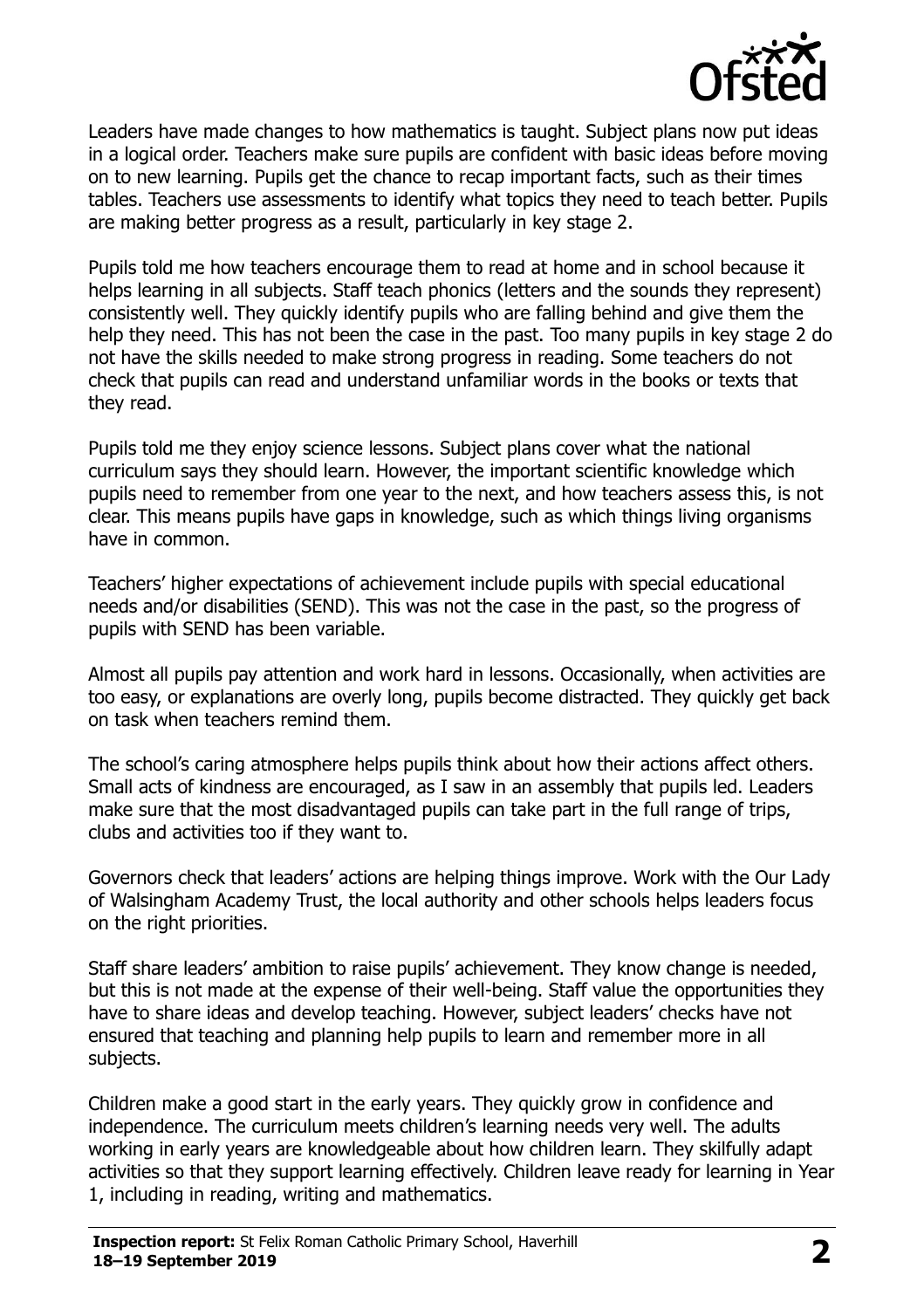Leaders have made changes to how mathematics is taught. Subject plans now put ideas in a logical order. Teachers make sure pupils are confident with basic ideas before moving on to new learning. Pupils get the chance to recap important facts, such as their times tables. Teachers use assessments to identify what topics they need to teach better. Pupils are making better progress as a result, particularly in key stage 2.

Pupils told me how teachers encourage them to read at home and in school because it helps learning in all subjects. Staff teach phonics (letters and the sounds they represent) consistently well. They quickly identify pupils who are falling behind and give them the help they need. This has not been the case in the past. Too many pupils in key stage 2 do not have the skills needed to make strong progress in reading. Some teachers do not check that pupils can read and understand unfamiliar words in the books or texts that they read.

Pupils told me they enjoy science lessons. Subject plans cover what the national curriculum says they should learn. However, the important scientific knowledge which pupils need to remember from one year to the next, and how teachers assess this, is not clear. This means pupils have gaps in knowledge, such as which things living organisms have in common.

Teachers' higher expectations of achievement include pupils with special educational needs and/or disabilities (SEND). This was not the case in the past, so the progress of pupils with SEND has been variable.

Almost all pupils pay attention and work hard in lessons. Occasionally, when activities are too easy, or explanations are overly long, pupils become distracted. They quickly get back on task when teachers remind them.

The school's caring atmosphere helps pupils think about how their actions affect others. Small acts of kindness are encouraged, as I saw in an assembly that pupils led. Leaders make sure that the most disadvantaged pupils can take part in the full range of trips, clubs and activities too if they want to.

Governors check that leaders' actions are helping things improve. Work with the Our Lady of Walsingham Academy Trust, the local authority and other schools helps leaders focus on the right priorities.

Staff share leaders' ambition to raise pupils' achievement. They know change is needed, but this is not made at the expense of their well-being. Staff value the opportunities they have to share ideas and develop teaching. However, subject leaders' checks have not ensured that teaching and planning help pupils to learn and remember more in all subjects.

Children make a good start in the early years. They quickly grow in confidence and independence. The curriculum meets children's learning needs very well. The adults working in early years are knowledgeable about how children learn. They skilfully adapt activities so that they support learning effectively. Children leave ready for learning in Year 1, including in reading, writing and mathematics.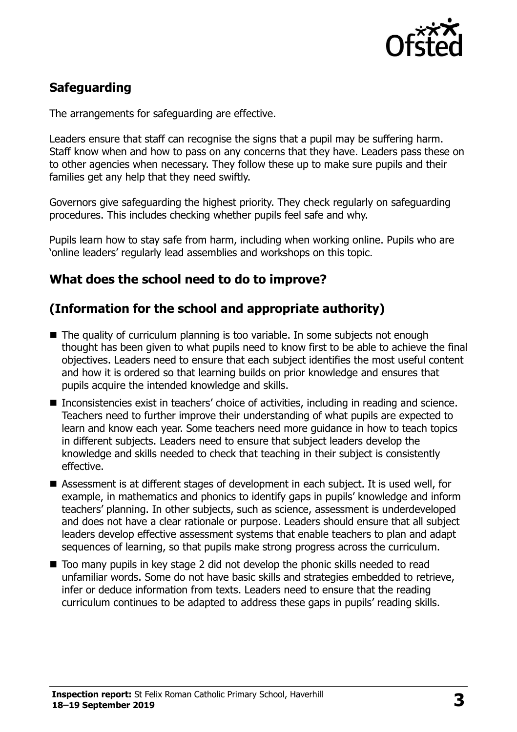## Safeguarding

The arrangements for safeguarding are effective.

Leaders ensure that staff can recognise the signs that a pupil may be suffering harm. Staff know when and how to pass on any concerns that they have. Leaders pass these on to other agencies when necessary. They follow these up to make sure pupils and their families get any help that they need swiftly.

Governors give safeguarding the highest priority. They check regularly on safeguarding procedures. This includes checking whether pupils feel safe and why.

Pupils learn how to stay safe from harm, including when working online. Pupils who are 'online leaders' regularly lead assemblies and workshops on this topic.

## What does the school need to do to improve?

## (Information for the school and appropriate authority)

- The quality of curriculum planning is too variable. In some subjects not enough thought has been given to what pupils need to know first to be able to achieve the final objectives. Leaders need to ensure that each subject identifies the most useful content and how it is ordered so that learning builds on prior knowledge and ensures that pupils acquire the intended knowledge and skills.
- Inconsistencies exist in teachers' choice of activities, including in reading and science. Teachers need to further improve their understanding of what pupils are expected to learn and know each year. Some teachers need more guidance in how to teach topics in different subjects. Leaders need to ensure that subject leaders develop the knowledge and skills needed to check that teaching in their subject is consistently effective.
- Assessment is at different stages of development in each subject. It is used well, for example, in mathematics and phonics to identify gaps in pupils' knowledge and inform teachers' planning. In other subjects, such as science, assessment is underdeveloped and does not have a clear rationale or purpose. Leaders should ensure that all subject leaders develop effective assessment systems that enable teachers to plan and adapt sequences of learning, so that pupils make strong progress across the curriculum.
- Too many pupils in key stage 2 did not develop the phonic skills needed to read unfamiliar words. Some do not have basic skills and strategies embedded to retrieve, infer or deduce information from texts. Leaders need to ensure that the reading curriculum continues to be adapted to address these gaps in pupils' reading skills.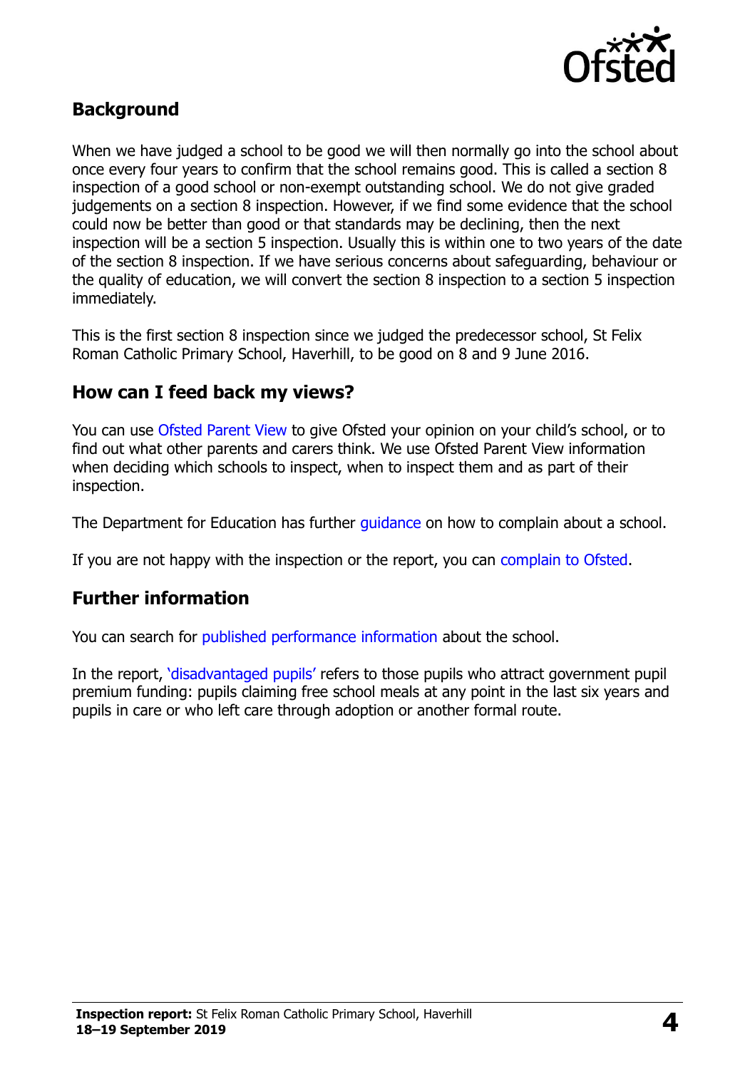## Background

When we have judged a school to be good we will then normally go into the school about once every four years to confirm that the school remains good. This is called a section 8 inspection of a good school or non-exempt outstanding school. We do not give graded judgements on a section 8 inspection. However, if we find some evidence that the school could now be better than good or that standards may be declining, then the next inspection will be a section 5 inspection. Usually this is within one to two years of the date of the section 8 inspection. If we have serious concerns about safeguarding, behaviour or the quality of education, we will convert the section 8 inspection to a section 5 inspection immediately.

This is the first section 8 inspection since we judged the predecessor school, St Felix Roman Catholic Primary School, Haverhill, to be good on 8 and 9 June 2016.

## How can I feed back my views?

You can use Ofsted Parent View to give Ofsted your opinion on your child's school, or to find out what other parents and carers think. We use Ofsted Parent View information when deciding which schools to inspect, when to inspect them and as part of their inspection.

The Department for Education has further guidance on how to complain about a school.

If you are not happy with the inspection or the report, you can complain to Ofsted.

## Further information

You can search for published performance information about the school.

In the report, 'disadvantaged pupils' refers to those pupils who attract government pupil premium funding: pupils claiming free school meals at any point in the last six years and pupils in care or who left care through adoption or another formal route.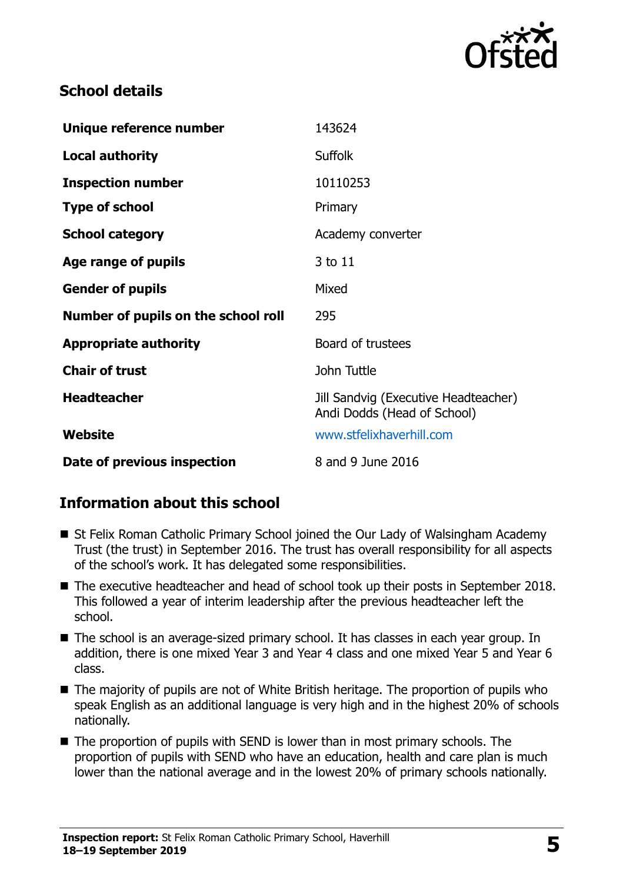## School details

| | |
|---|---|
| **Unique reference number** | 143624 |
| **Local authority** | Suffolk |
| **Inspection number** | 10110253 |
| **Type of school** | Primary |
| **School category** | Academy converter |
| **Age range of pupils** | 3 to 11 |
| **Gender of pupils** | Mixed |
| **Number of pupils on the school roll** | 295 |
| **Appropriate authority** | Board of trustees |
| **Chair of trust** | John Tuttle |
| **Headteacher** | Jill Sandvig (Executive Headteacher) Andi Dodds (Head of School) |
| **Website** | www.stfelixhaverhill.com |
| **Date of previous inspection** | 8 and 9 June 2016 |

## Information about this school

- St Felix Roman Catholic Primary School joined the Our Lady of Walsingham Academy Trust (the trust) in September 2016. The trust has overall responsibility for all aspects of the school's work. It has delegated some responsibilities.
- The executive headteacher and head of school took up their posts in September 2018. This followed a year of interim leadership after the previous headteacher left the school.
- The school is an average-sized primary school. It has classes in each year group. In addition, there is one mixed Year 3 and Year 4 class and one mixed Year 5 and Year 6 class.
- The majority of pupils are not of White British heritage. The proportion of pupils who speak English as an additional language is very high and in the highest 20% of schools nationally.
- The proportion of pupils with SEND is lower than in most primary schools. The proportion of pupils with SEND who have an education, health and care plan is much lower than the national average and in the lowest 20% of primary schools nationally.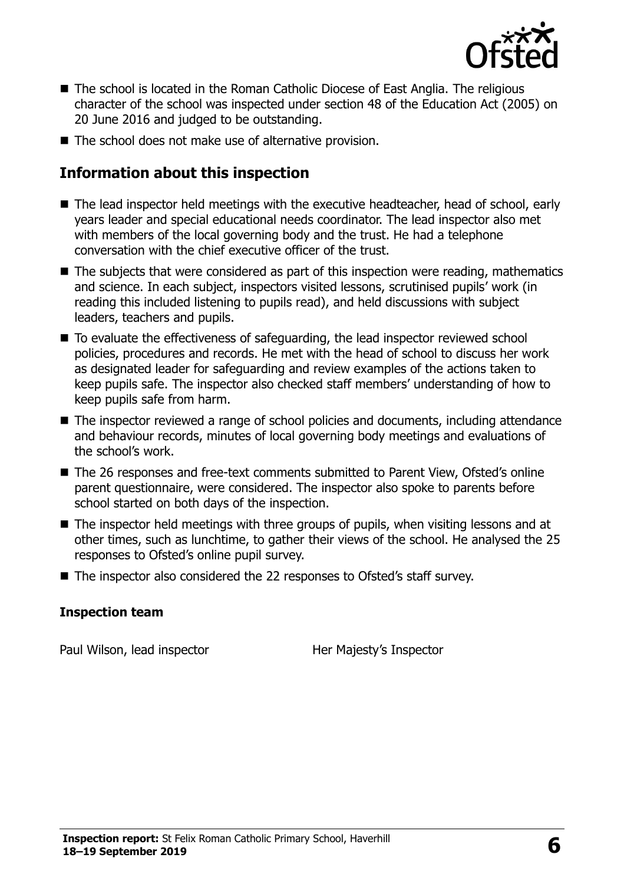- The school is located in the Roman Catholic Diocese of East Anglia. The religious character of the school was inspected under section 48 of the Education Act (2005) on 20 June 2016 and judged to be outstanding.
- The school does not make use of alternative provision.

## Information about this inspection

- The lead inspector held meetings with the executive headteacher, head of school, early years leader and special educational needs coordinator. The lead inspector also met with members of the local governing body and the trust. He had a telephone conversation with the chief executive officer of the trust.
- The subjects that were considered as part of this inspection were reading, mathematics and science. In each subject, inspectors visited lessons, scrutinised pupils' work (in reading this included listening to pupils read), and held discussions with subject leaders, teachers and pupils.
- To evaluate the effectiveness of safeguarding, the lead inspector reviewed school policies, procedures and records. He met with the head of school to discuss her work as designated leader for safeguarding and review examples of the actions taken to keep pupils safe. The inspector also checked staff members' understanding of how to keep pupils safe from harm.
- The inspector reviewed a range of school policies and documents, including attendance and behaviour records, minutes of local governing body meetings and evaluations of the school's work.
- The 26 responses and free-text comments submitted to Parent View, Ofsted's online parent questionnaire, were considered. The inspector also spoke to parents before school started on both days of the inspection.
- The inspector held meetings with three groups of pupils, when visiting lessons and at other times, such as lunchtime, to gather their views of the school. He analysed the 25 responses to Ofsted's online pupil survey.
- The inspector also considered the 22 responses to Ofsted's staff survey.

### Inspection team

| | |
|---|---|
| Paul Wilson, lead inspector | Her Majesty's Inspector |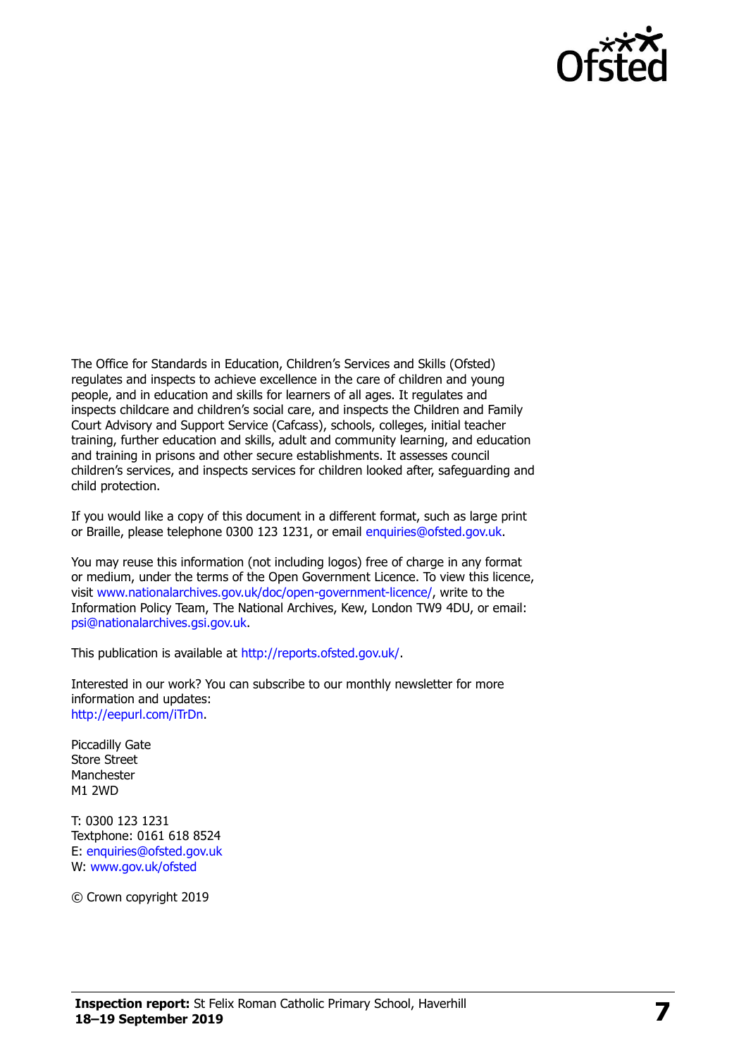The Office for Standards in Education, Children's Services and Skills (Ofsted) regulates and inspects to achieve excellence in the care of children and young people, and in education and skills for learners of all ages. It regulates and inspects childcare and children's social care, and inspects the Children and Family Court Advisory and Support Service (Cafcass), schools, colleges, initial teacher training, further education and skills, adult and community learning, and education and training in prisons and other secure establishments. It assesses council children's services, and inspects services for children looked after, safeguarding and child protection.

If you would like a copy of this document in a different format, such as large print or Braille, please telephone 0300 123 1231, or email enquiries@ofsted.gov.uk.

You may reuse this information (not including logos) free of charge in any format or medium, under the terms of the Open Government Licence. To view this licence, visit www.nationalarchives.gov.uk/doc/open-government-licence/, write to the Information Policy Team, The National Archives, Kew, London TW9 4DU, or email: psi@nationalarchives.gsi.gov.uk.

This publication is available at http://reports.ofsted.gov.uk/.

Interested in our work? You can subscribe to our monthly newsletter for more information and updates:
http://eepurl.com/iTrDn.

Piccadilly Gate
Store Street
Manchester
M1 2WD

T: 0300 123 1231
Textphone: 0161 618 8524
E: enquiries@ofsted.gov.uk
W: www.gov.uk/ofsted

© Crown copyright 2019